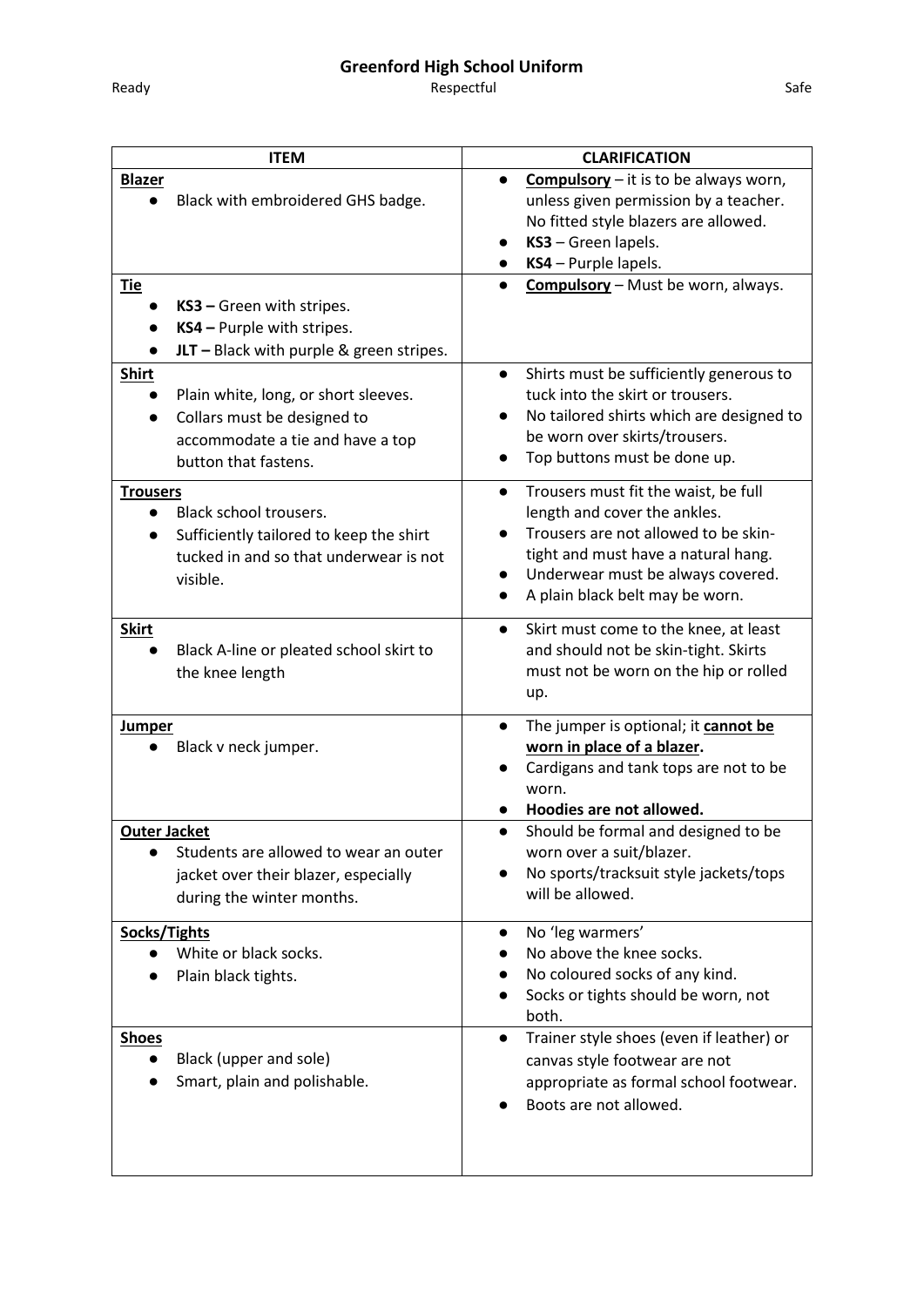# Greenford High School Uniform

Ready Respectful Safe

| ITEM | CLARIFICATION |
|---|---|
| **<u>Blazer</u>**<br>● Black with embroidered GHS badge. | ● **<u>Compulsory</u>** – it is to be always worn, unless given permission by a teacher. No fitted style blazers are allowed.<br>● **KS3** – Green lapels.<br>● **KS4** – Purple lapels. |
| **<u>Tie</u>**<br>● **KS3 –** Green with stripes.<br>● **KS4 –** Purple with stripes.<br>● **JLT –** Black with purple & green stripes. | ● **<u>Compulsory</u>** – Must be worn, always. |
| **<u>Shirt</u>**<br>● Plain white, long, or short sleeves.<br>● Collars must be designed to accommodate a tie and have a top button that fastens. | ● Shirts must be sufficiently generous to tuck into the skirt or trousers.<br>● No tailored shirts which are designed to be worn over skirts/trousers.<br>● Top buttons must be done up. |
| **<u>Trousers</u>**<br>● Black school trousers.<br>● Sufficiently tailored to keep the shirt tucked in and so that underwear is not visible. | ● Trousers must fit the waist, be full length and cover the ankles.<br>● Trousers are not allowed to be skin-tight and must have a natural hang.<br>● Underwear must be always covered.<br>● A plain black belt may be worn. |
| **<u>Skirt</u>**<br>● Black A-line or pleated school skirt to the knee length | ● Skirt must come to the knee, at least and should not be skin-tight. Skirts must not be worn on the hip or rolled up. |
| **<u>Jumper</u>**<br>● Black v neck jumper. | ● The jumper is optional; it **<u>cannot be worn in place of a blazer</u>**.<br>● Cardigans and tank tops are not to be worn.<br>● **Hoodies are not allowed.** |
| **<u>Outer Jacket</u>**<br>● Students are allowed to wear an outer jacket over their blazer, especially during the winter months. | ● Should be formal and designed to be worn over a suit/blazer.<br>● No sports/tracksuit style jackets/tops will be allowed. |
| **<u>Socks/Tights</u>**<br>● White or black socks.<br>● Plain black tights. | ● No 'leg warmers'<br>● No above the knee socks.<br>● No coloured socks of any kind.<br>● Socks or tights should be worn, not both. |
| **<u>Shoes</u>**<br>● Black (upper and sole)<br>● Smart, plain and polishable. | ● Trainer style shoes (even if leather) or canvas style footwear are not appropriate as formal school footwear.<br>● Boots are not allowed. |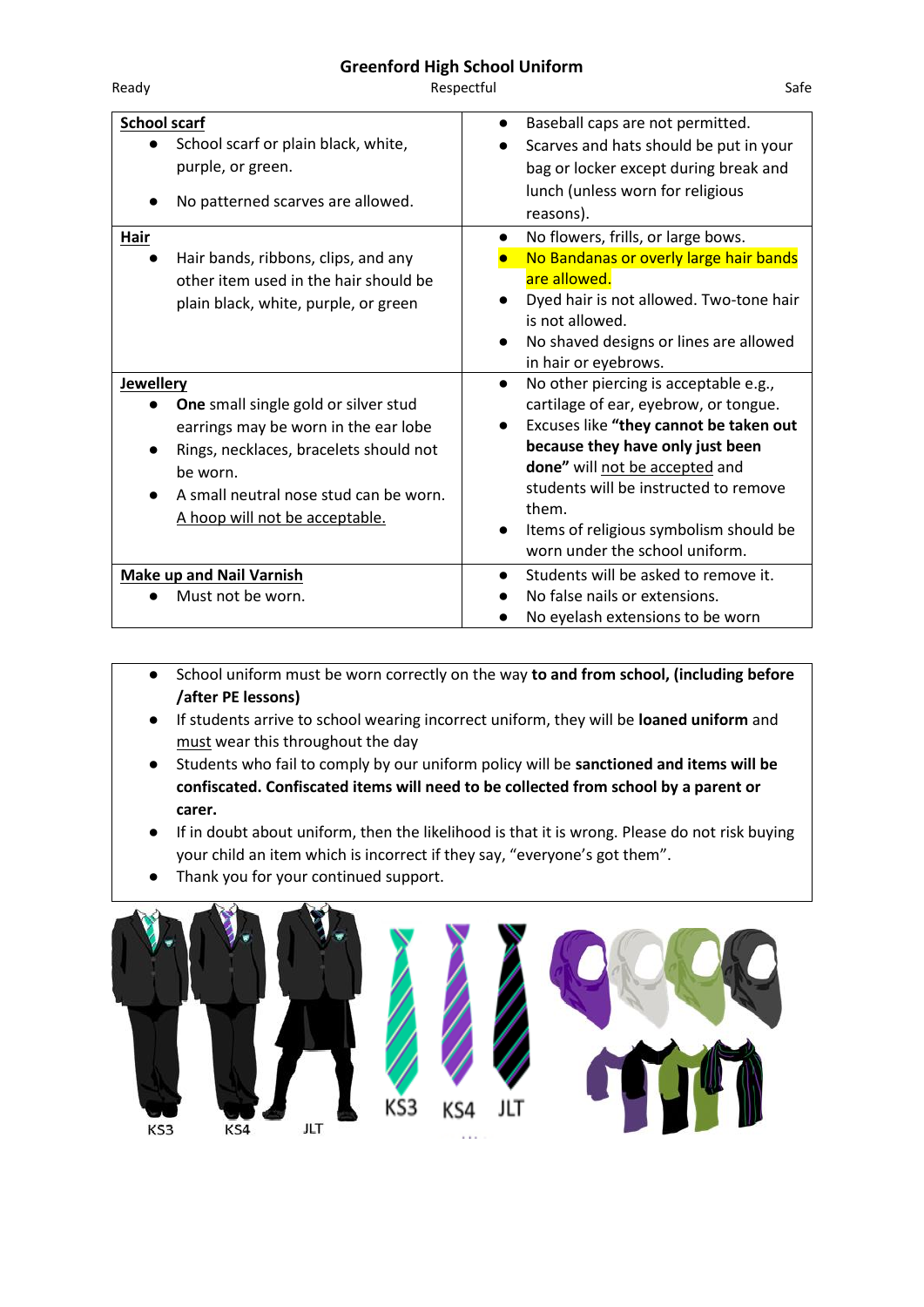## Greenford High School Uniform

Ready | Respectful | Safe

| | |
|---|---|
| **School scarf**<br>• School scarf or plain black, white, purple, or green.<br>• No patterned scarves are allowed. | • Baseball caps are not permitted.<br>• Scarves and hats should be put in your bag or locker except during break and lunch (unless worn for religious reasons). |
| **Hair**<br>• Hair bands, ribbons, clips, and any other item used in the hair should be plain black, white, purple, or green | • No flowers, frills, or large bows.<br>• No Bandanas or overly large hair bands are allowed.<br>• Dyed hair is not allowed. Two-tone hair is not allowed.<br>• No shaved designs or lines are allowed in hair or eyebrows. |
| **Jewellery**<br>• **One** small single gold or silver stud earrings may be worn in the ear lobe<br>• Rings, necklaces, bracelets should not be worn.<br>• A small neutral nose stud can be worn. A hoop will not be acceptable. | • No other piercing is acceptable e.g., cartilage of ear, eyebrow, or tongue.<br>• Excuses like **"they cannot be taken out because they have only just been done"** will not be accepted and students will be instructed to remove them.<br>• Items of religious symbolism should be worn under the school uniform. |
| **Make up and Nail Varnish**<br>• Must not be worn. | • Students will be asked to remove it.<br>• No false nails or extensions.<br>• No eyelash extensions to be worn |

- School uniform must be worn correctly on the way **to and from school, (including before /after PE lessons)**
- If students arrive to school wearing incorrect uniform, they will be **loaned uniform** and must wear this throughout the day
- Students who fail to comply by our uniform policy will be **sanctioned and items will be confiscated. Confiscated items will need to be collected from school by a parent or carer.**
- If in doubt about uniform, then the likelihood is that it is wrong. Please do not risk buying your child an item which is incorrect if they say, "everyone's got them".
- Thank you for your continued support.

KS3 KS4 JLT

KS3 KS4 JLT